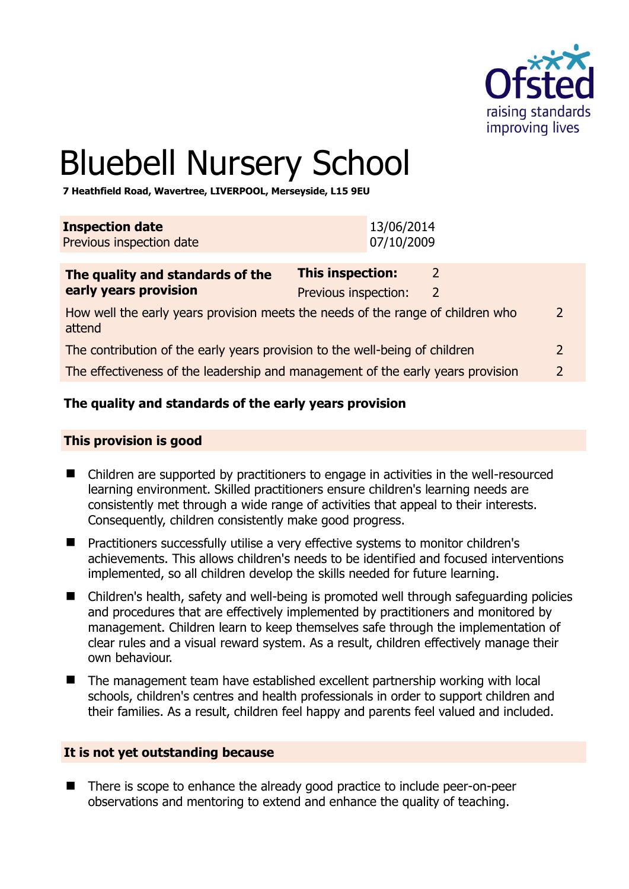# Bluebell Nursery School

**7 Heathfield Road, Wavertree, LIVERPOOL, Merseyside, L15 9EU**

| **Inspection date** | 13/06/2014 |
|---|---|
| Previous inspection date | 07/10/2009 |

| **The quality and standards of the early years provision** | **This inspection:** | 2 | |
|---|---|---|---|
| | Previous inspection: | 2 | |
| How well the early years provision meets the needs of the range of children who attend | | | 2 |
| The contribution of the early years provision to the well-being of children | | | 2 |
| The effectiveness of the leadership and management of the early years provision | | | 2 |

## The quality and standards of the early years provision

### This provision is good

- Children are supported by practitioners to engage in activities in the well-resourced learning environment. Skilled practitioners ensure children's learning needs are consistently met through a wide range of activities that appeal to their interests. Consequently, children consistently make good progress.
- Practitioners successfully utilise a very effective systems to monitor children's achievements. This allows children's needs to be identified and focused interventions implemented, so all children develop the skills needed for future learning.
- Children's health, safety and well-being is promoted well through safeguarding policies and procedures that are effectively implemented by practitioners and monitored by management. Children learn to keep themselves safe through the implementation of clear rules and a visual reward system. As a result, children effectively manage their own behaviour.
- The management team have established excellent partnership working with local schools, children's centres and health professionals in order to support children and their families. As a result, children feel happy and parents feel valued and included.

### It is not yet outstanding because

- There is scope to enhance the already good practice to include peer-on-peer observations and mentoring to extend and enhance the quality of teaching.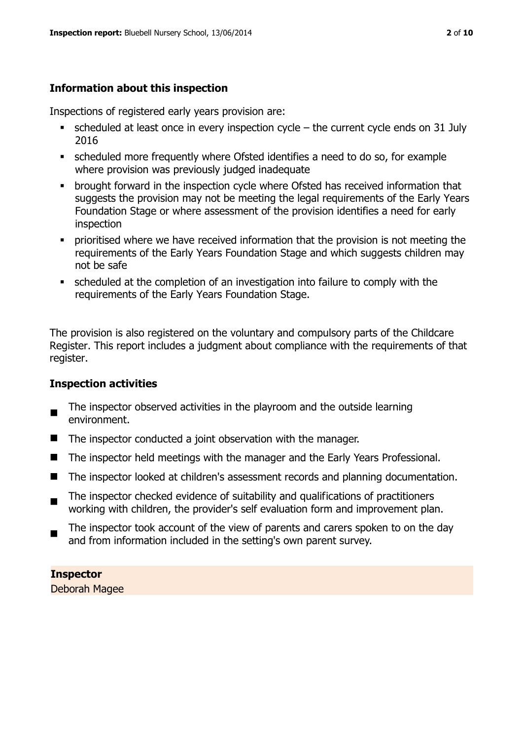## Information about this inspection

Inspections of registered early years provision are:

- scheduled at least once in every inspection cycle – the current cycle ends on 31 July 2016
- scheduled more frequently where Ofsted identifies a need to do so, for example where provision was previously judged inadequate
- brought forward in the inspection cycle where Ofsted has received information that suggests the provision may not be meeting the legal requirements of the Early Years Foundation Stage or where assessment of the provision identifies a need for early inspection
- prioritised where we have received information that the provision is not meeting the requirements of the Early Years Foundation Stage and which suggests children may not be safe
- scheduled at the completion of an investigation into failure to comply with the requirements of the Early Years Foundation Stage.

The provision is also registered on the voluntary and compulsory parts of the Childcare Register. This report includes a judgment about compliance with the requirements of that register.

## Inspection activities

- The inspector observed activities in the playroom and the outside learning environment.
- The inspector conducted a joint observation with the manager.
- The inspector held meetings with the manager and the Early Years Professional.
- The inspector looked at children's assessment records and planning documentation.
- The inspector checked evidence of suitability and qualifications of practitioners working with children, the provider's self evaluation form and improvement plan.
- The inspector took account of the view of parents and carers spoken to on the day and from information included in the setting's own parent survey.

**Inspector**
Deborah Magee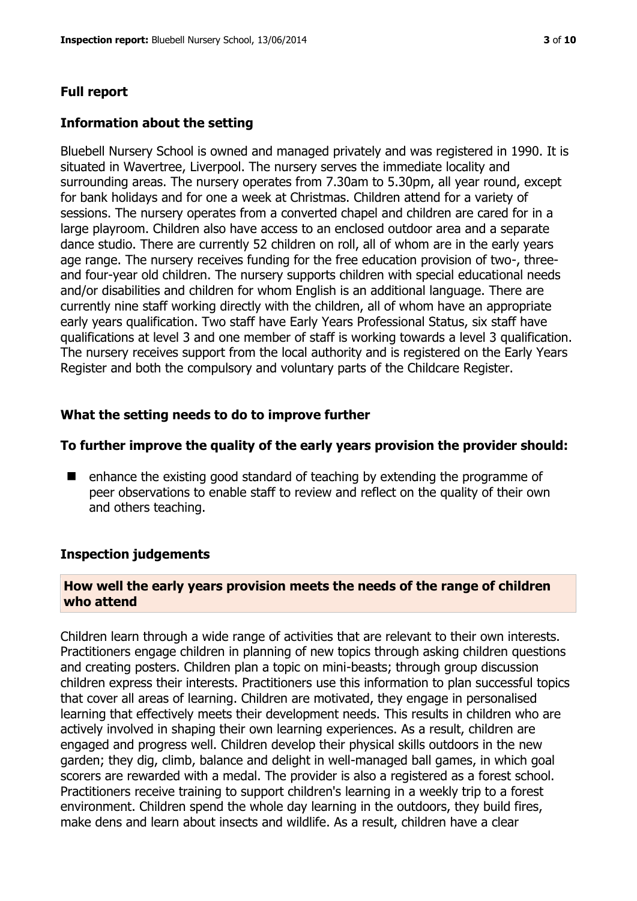## Full report

### Information about the setting

Bluebell Nursery School is owned and managed privately and was registered in 1990. It is situated in Wavertree, Liverpool. The nursery serves the immediate locality and surrounding areas. The nursery operates from 7.30am to 5.30pm, all year round, except for bank holidays and for one a week at Christmas. Children attend for a variety of sessions. The nursery operates from a converted chapel and children are cared for in a large playroom. Children also have access to an enclosed outdoor area and a separate dance studio. There are currently 52 children on roll, all of whom are in the early years age range. The nursery receives funding for the free education provision of two-, three- and four-year old children. The nursery supports children with special educational needs and/or disabilities and children for whom English is an additional language. There are currently nine staff working directly with the children, all of whom have an appropriate early years qualification. Two staff have Early Years Professional Status, six staff have qualifications at level 3 and one member of staff is working towards a level 3 qualification. The nursery receives support from the local authority and is registered on the Early Years Register and both the compulsory and voluntary parts of the Childcare Register.

### What the setting needs to do to improve further

### To further improve the quality of the early years provision the provider should:

- enhance the existing good standard of teaching by extending the programme of peer observations to enable staff to review and reflect on the quality of their own and others teaching.

### Inspection judgements

#### How well the early years provision meets the needs of the range of children who attend

Children learn through a wide range of activities that are relevant to their own interests. Practitioners engage children in planning of new topics through asking children questions and creating posters. Children plan a topic on mini-beasts; through group discussion children express their interests. Practitioners use this information to plan successful topics that cover all areas of learning. Children are motivated, they engage in personalised learning that effectively meets their development needs. This results in children who are actively involved in shaping their own learning experiences. As a result, children are engaged and progress well. Children develop their physical skills outdoors in the new garden; they dig, climb, balance and delight in well-managed ball games, in which goal scorers are rewarded with a medal. The provider is also a registered as a forest school. Practitioners receive training to support children's learning in a weekly trip to a forest environment. Children spend the whole day learning in the outdoors, they build fires, make dens and learn about insects and wildlife. As a result, children have a clear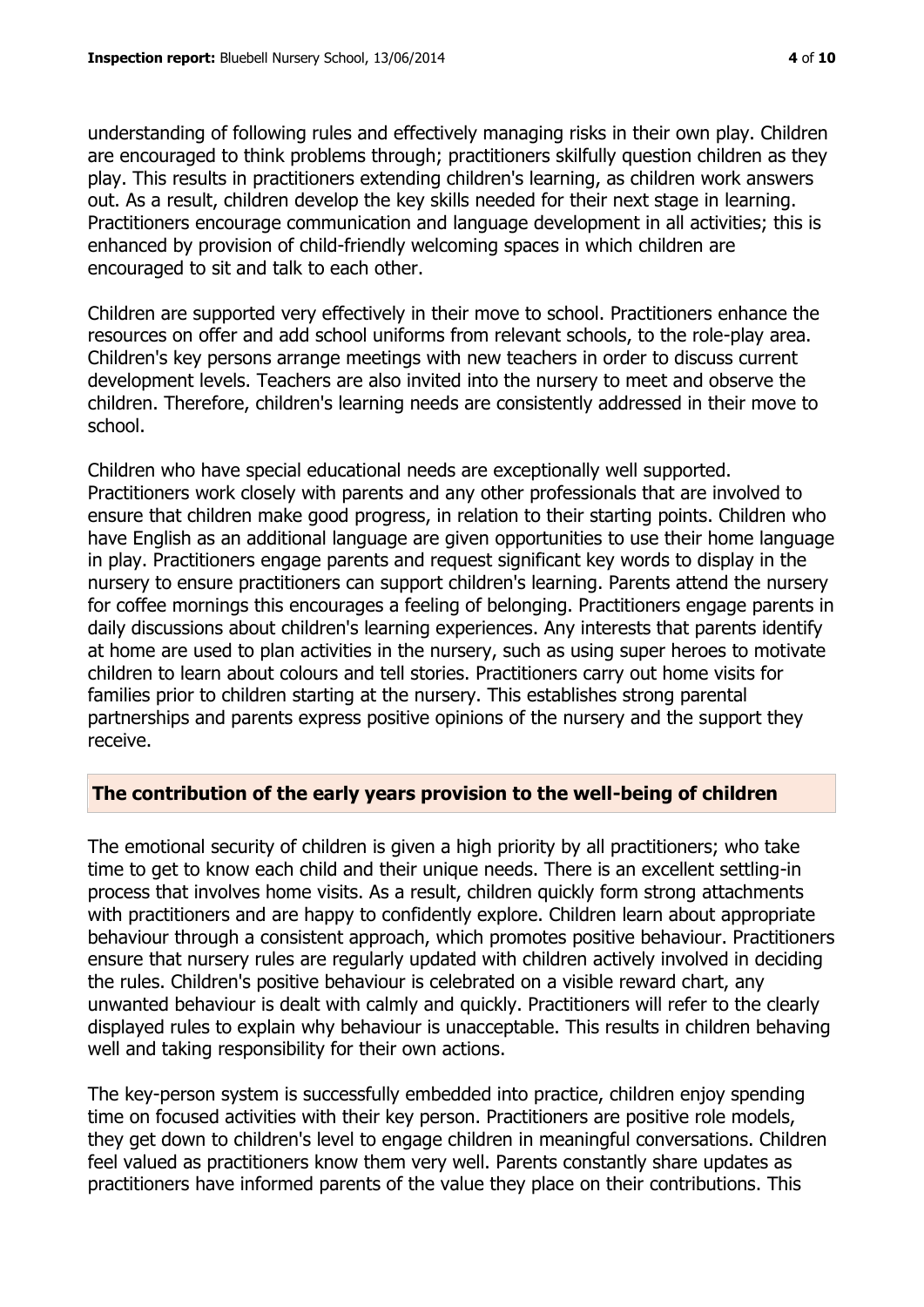understanding of following rules and effectively managing risks in their own play. Children are encouraged to think problems through; practitioners skilfully question children as they play. This results in practitioners extending children's learning, as children work answers out. As a result, children develop the key skills needed for their next stage in learning. Practitioners encourage communication and language development in all activities; this is enhanced by provision of child-friendly welcoming spaces in which children are encouraged to sit and talk to each other.

Children are supported very effectively in their move to school. Practitioners enhance the resources on offer and add school uniforms from relevant schools, to the role-play area. Children's key persons arrange meetings with new teachers in order to discuss current development levels. Teachers are also invited into the nursery to meet and observe the children. Therefore, children's learning needs are consistently addressed in their move to school.

Children who have special educational needs are exceptionally well supported. Practitioners work closely with parents and any other professionals that are involved to ensure that children make good progress, in relation to their starting points. Children who have English as an additional language are given opportunities to use their home language in play. Practitioners engage parents and request significant key words to display in the nursery to ensure practitioners can support children's learning. Parents attend the nursery for coffee mornings this encourages a feeling of belonging. Practitioners engage parents in daily discussions about children's learning experiences. Any interests that parents identify at home are used to plan activities in the nursery, such as using super heroes to motivate children to learn about colours and tell stories. Practitioners carry out home visits for families prior to children starting at the nursery. This establishes strong parental partnerships and parents express positive opinions of the nursery and the support they receive.

## The contribution of the early years provision to the well-being of children

The emotional security of children is given a high priority by all practitioners; who take time to get to know each child and their unique needs. There is an excellent settling-in process that involves home visits. As a result, children quickly form strong attachments with practitioners and are happy to confidently explore. Children learn about appropriate behaviour through a consistent approach, which promotes positive behaviour. Practitioners ensure that nursery rules are regularly updated with children actively involved in deciding the rules. Children's positive behaviour is celebrated on a visible reward chart, any unwanted behaviour is dealt with calmly and quickly. Practitioners will refer to the clearly displayed rules to explain why behaviour is unacceptable. This results in children behaving well and taking responsibility for their own actions.

The key-person system is successfully embedded into practice, children enjoy spending time on focused activities with their key person. Practitioners are positive role models, they get down to children's level to engage children in meaningful conversations. Children feel valued as practitioners know them very well. Parents constantly share updates as practitioners have informed parents of the value they place on their contributions. This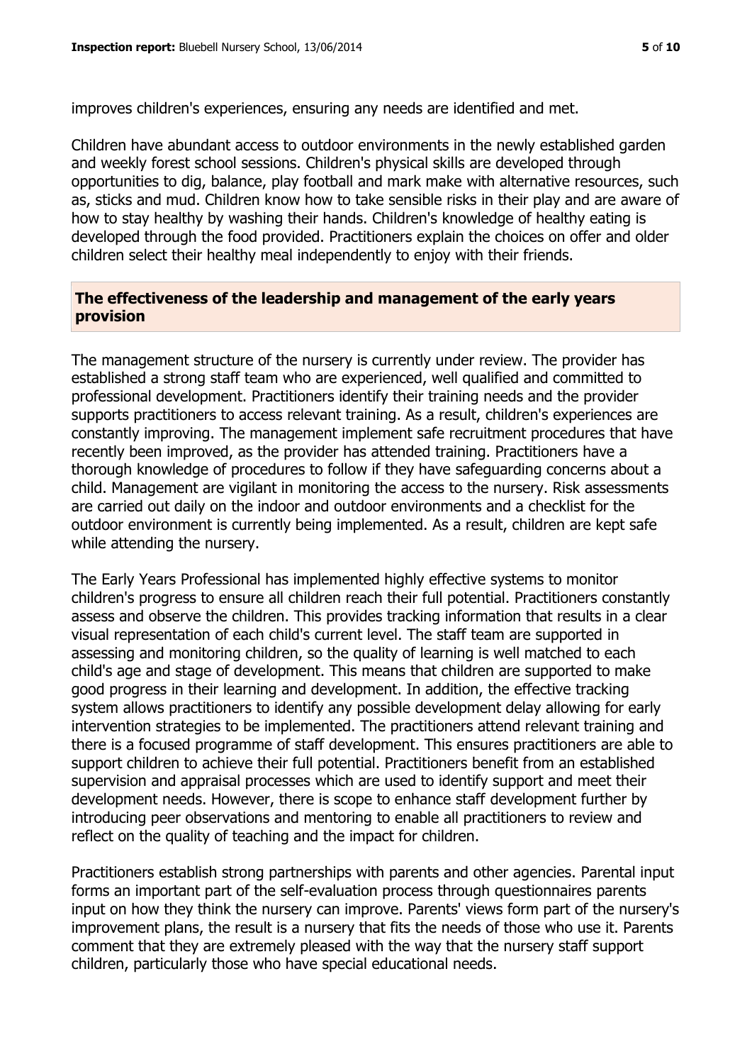improves children's experiences, ensuring any needs are identified and met.

Children have abundant access to outdoor environments in the newly established garden and weekly forest school sessions. Children's physical skills are developed through opportunities to dig, balance, play football and mark make with alternative resources, such as, sticks and mud. Children know how to take sensible risks in their play and are aware of how to stay healthy by washing their hands. Children's knowledge of healthy eating is developed through the food provided. Practitioners explain the choices on offer and older children select their healthy meal independently to enjoy with their friends.

## The effectiveness of the leadership and management of the early years provision

The management structure of the nursery is currently under review. The provider has established a strong staff team who are experienced, well qualified and committed to professional development. Practitioners identify their training needs and the provider supports practitioners to access relevant training. As a result, children's experiences are constantly improving. The management implement safe recruitment procedures that have recently been improved, as the provider has attended training. Practitioners have a thorough knowledge of procedures to follow if they have safeguarding concerns about a child. Management are vigilant in monitoring the access to the nursery. Risk assessments are carried out daily on the indoor and outdoor environments and a checklist for the outdoor environment is currently being implemented. As a result, children are kept safe while attending the nursery.

The Early Years Professional has implemented highly effective systems to monitor children's progress to ensure all children reach their full potential. Practitioners constantly assess and observe the children. This provides tracking information that results in a clear visual representation of each child's current level. The staff team are supported in assessing and monitoring children, so the quality of learning is well matched to each child's age and stage of development. This means that children are supported to make good progress in their learning and development. In addition, the effective tracking system allows practitioners to identify any possible development delay allowing for early intervention strategies to be implemented. The practitioners attend relevant training and there is a focused programme of staff development. This ensures practitioners are able to support children to achieve their full potential. Practitioners benefit from an established supervision and appraisal processes which are used to identify support and meet their development needs. However, there is scope to enhance staff development further by introducing peer observations and mentoring to enable all practitioners to review and reflect on the quality of teaching and the impact for children.

Practitioners establish strong partnerships with parents and other agencies. Parental input forms an important part of the self-evaluation process through questionnaires parents input on how they think the nursery can improve. Parents' views form part of the nursery's improvement plans, the result is a nursery that fits the needs of those who use it. Parents comment that they are extremely pleased with the way that the nursery staff support children, particularly those who have special educational needs.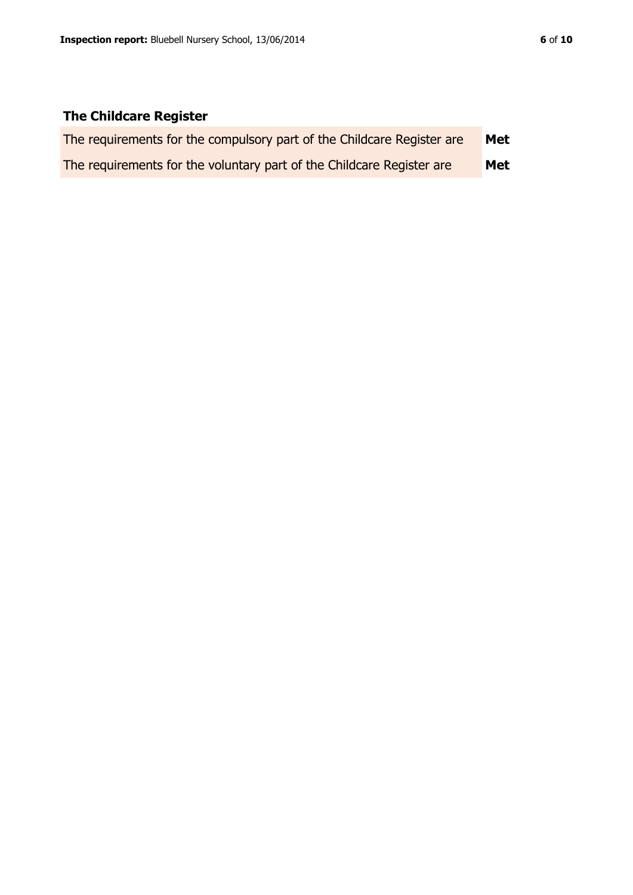## The Childcare Register

| | |
|---|---|
| The requirements for the compulsory part of the Childcare Register are | **Met** |
| The requirements for the voluntary part of the Childcare Register are | **Met** |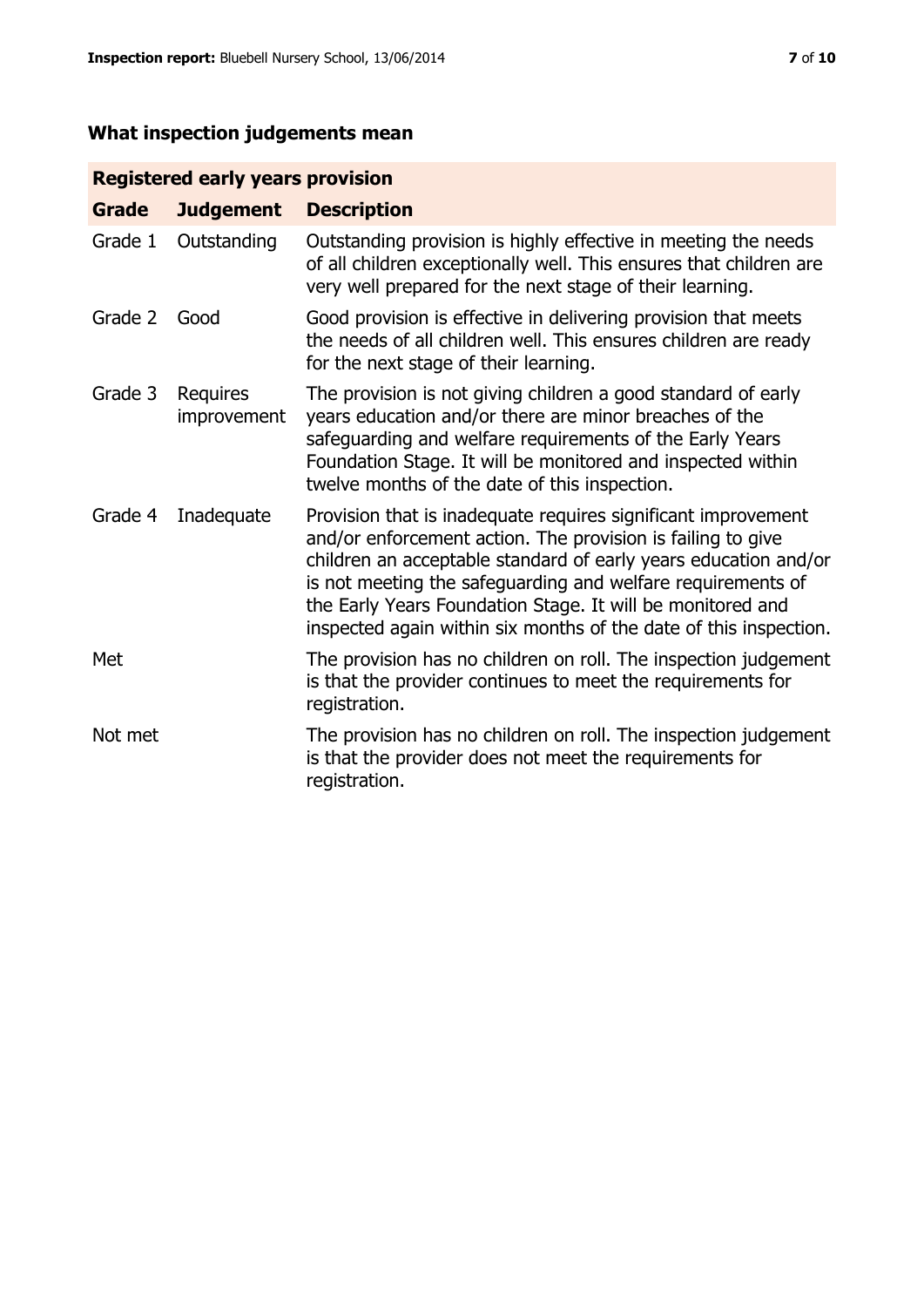## What inspection judgements mean

| Registered early years provision | | |
|---|---|---|
| **Grade** | **Judgement** | **Description** |
| Grade 1 | Outstanding | Outstanding provision is highly effective in meeting the needs of all children exceptionally well. This ensures that children are very well prepared for the next stage of their learning. |
| Grade 2 | Good | Good provision is effective in delivering provision that meets the needs of all children well. This ensures children are ready for the next stage of their learning. |
| Grade 3 | Requires improvement | The provision is not giving children a good standard of early years education and/or there are minor breaches of the safeguarding and welfare requirements of the Early Years Foundation Stage. It will be monitored and inspected within twelve months of the date of this inspection. |
| Grade 4 | Inadequate | Provision that is inadequate requires significant improvement and/or enforcement action. The provision is failing to give children an acceptable standard of early years education and/or is not meeting the safeguarding and welfare requirements of the Early Years Foundation Stage. It will be monitored and inspected again within six months of the date of this inspection. |
| Met | | The provision has no children on roll. The inspection judgement is that the provider continues to meet the requirements for registration. |
| Not met | | The provision has no children on roll. The inspection judgement is that the provider does not meet the requirements for registration. |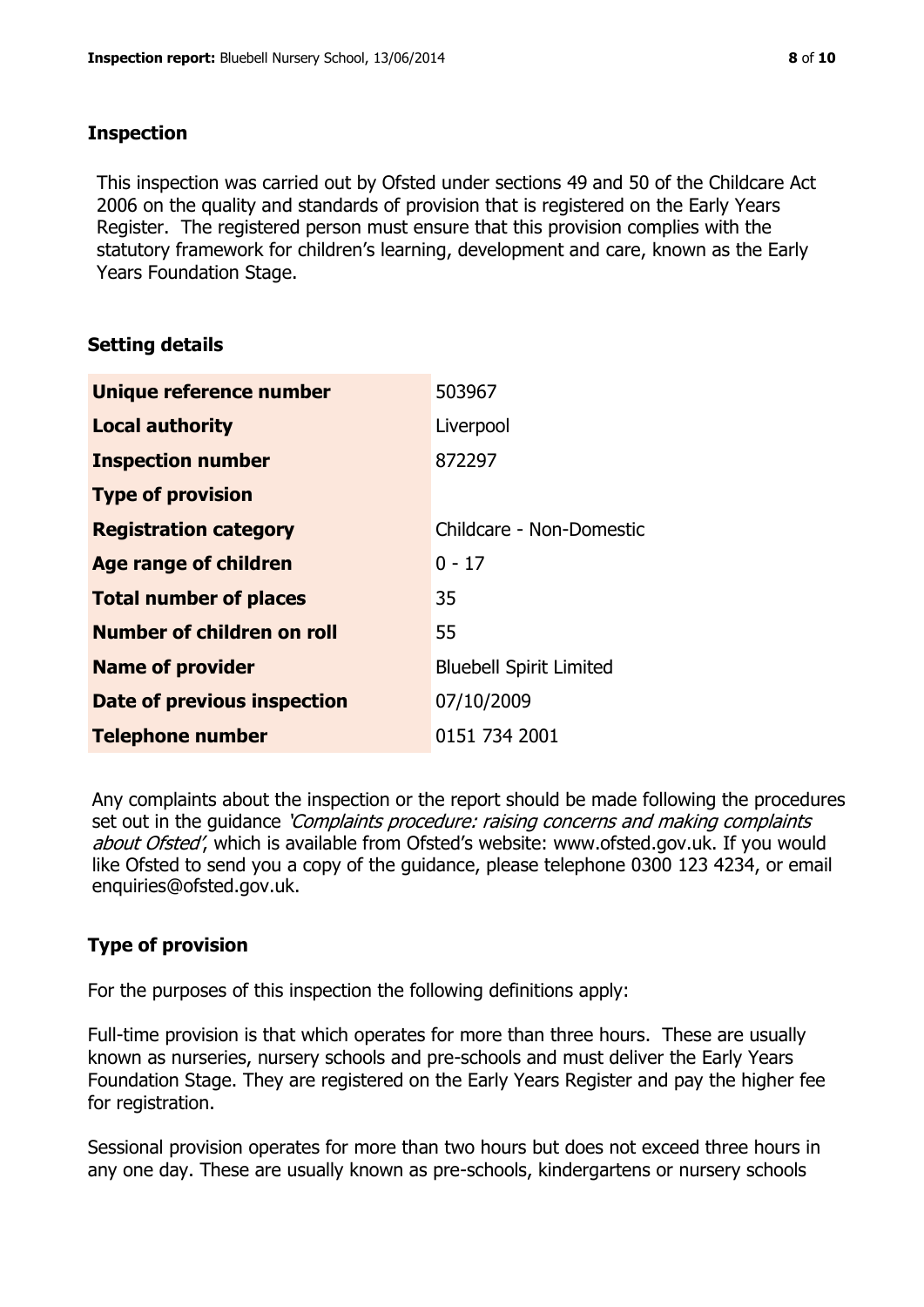## Inspection

This inspection was carried out by Ofsted under sections 49 and 50 of the Childcare Act 2006 on the quality and standards of provision that is registered on the Early Years Register. The registered person must ensure that this provision complies with the statutory framework for children's learning, development and care, known as the Early Years Foundation Stage.

## Setting details

| | |
|---|---|
| **Unique reference number** | 503967 |
| **Local authority** | Liverpool |
| **Inspection number** | 872297 |
| **Type of provision** | |
| **Registration category** | Childcare - Non-Domestic |
| **Age range of children** | 0 - 17 |
| **Total number of places** | 35 |
| **Number of children on roll** | 55 |
| **Name of provider** | Bluebell Spirit Limited |
| **Date of previous inspection** | 07/10/2009 |
| **Telephone number** | 0151 734 2001 |

Any complaints about the inspection or the report should be made following the procedures set out in the guidance *'Complaints procedure: raising concerns and making complaints about Ofsted'*, which is available from Ofsted's website: www.ofsted.gov.uk. If you would like Ofsted to send you a copy of the guidance, please telephone 0300 123 4234, or email enquiries@ofsted.gov.uk.

## Type of provision

For the purposes of this inspection the following definitions apply:

Full-time provision is that which operates for more than three hours. These are usually known as nurseries, nursery schools and pre-schools and must deliver the Early Years Foundation Stage. They are registered on the Early Years Register and pay the higher fee for registration.

Sessional provision operates for more than two hours but does not exceed three hours in any one day. These are usually known as pre-schools, kindergartens or nursery schools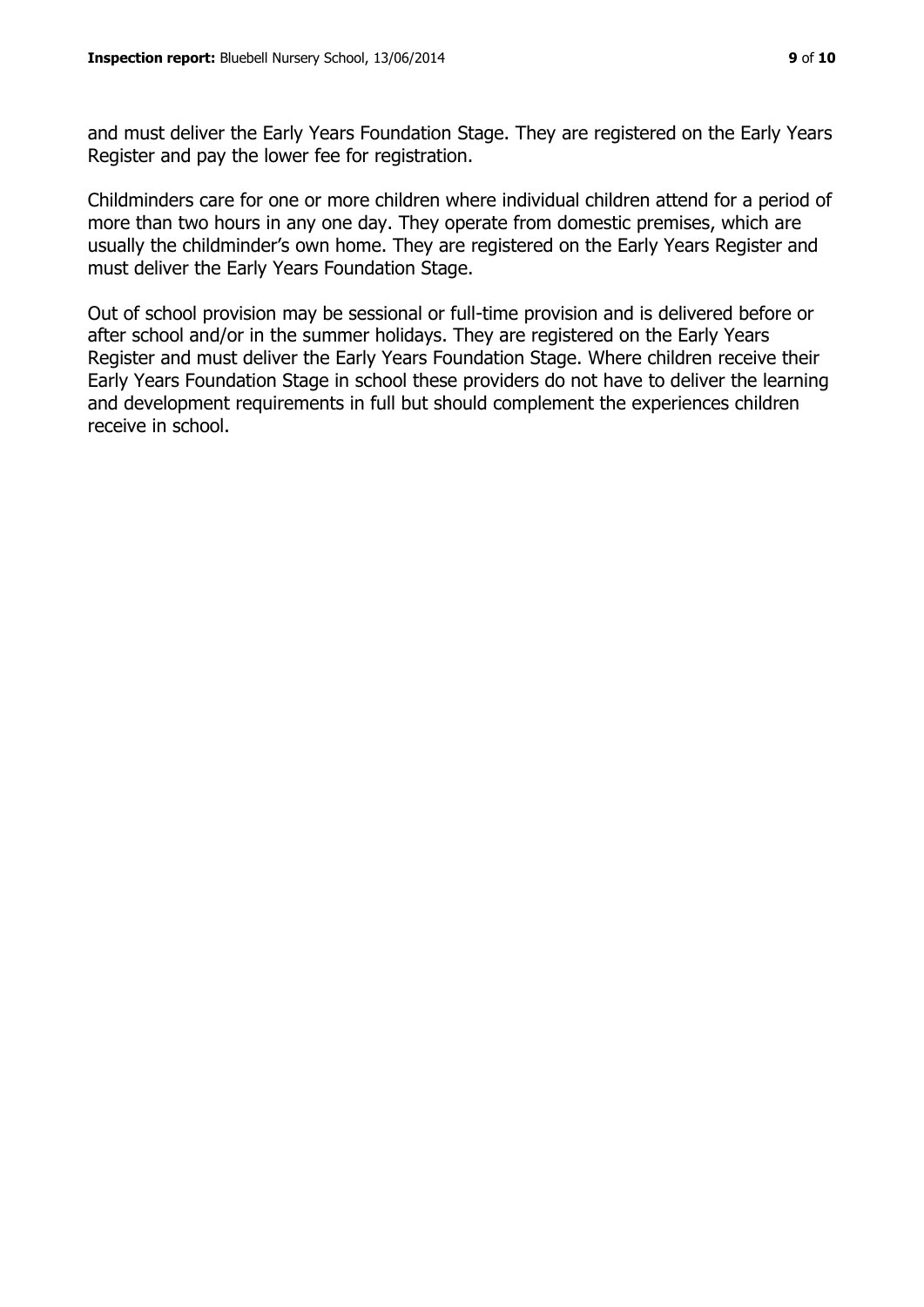and must deliver the Early Years Foundation Stage. They are registered on the Early Years Register and pay the lower fee for registration.

Childminders care for one or more children where individual children attend for a period of more than two hours in any one day. They operate from domestic premises, which are usually the childminder's own home. They are registered on the Early Years Register and must deliver the Early Years Foundation Stage.

Out of school provision may be sessional or full-time provision and is delivered before or after school and/or in the summer holidays. They are registered on the Early Years Register and must deliver the Early Years Foundation Stage. Where children receive their Early Years Foundation Stage in school these providers do not have to deliver the learning and development requirements in full but should complement the experiences children receive in school.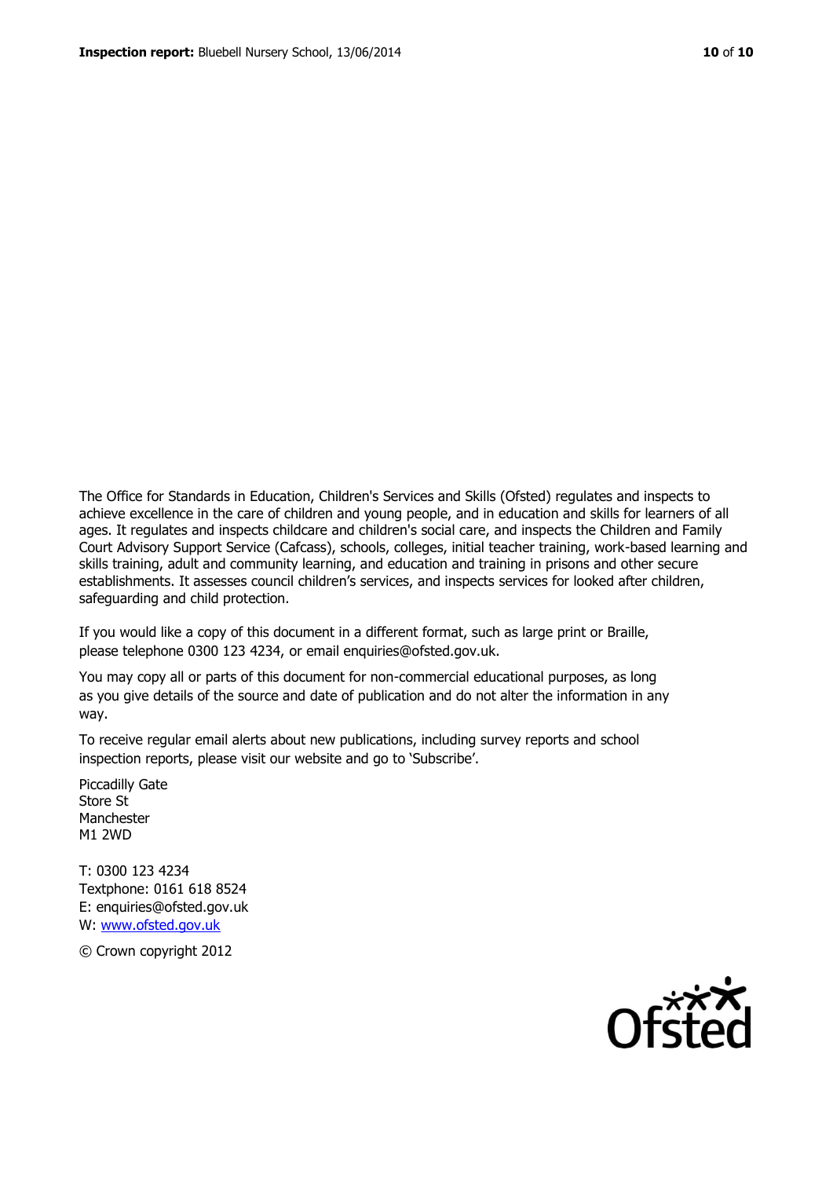The Office for Standards in Education, Children's Services and Skills (Ofsted) regulates and inspects to achieve excellence in the care of children and young people, and in education and skills for learners of all ages. It regulates and inspects childcare and children's social care, and inspects the Children and Family Court Advisory Support Service (Cafcass), schools, colleges, initial teacher training, work-based learning and skills training, adult and community learning, and education and training in prisons and other secure establishments. It assesses council children's services, and inspects services for looked after children, safeguarding and child protection.

If you would like a copy of this document in a different format, such as large print or Braille, please telephone 0300 123 4234, or email enquiries@ofsted.gov.uk.

You may copy all or parts of this document for non-commercial educational purposes, as long as you give details of the source and date of publication and do not alter the information in any way.

To receive regular email alerts about new publications, including survey reports and school inspection reports, please visit our website and go to 'Subscribe'.

Piccadilly Gate
Store St
Manchester
M1 2WD

T: 0300 123 4234
Textphone: 0161 618 8524
E: enquiries@ofsted.gov.uk
W: www.ofsted.gov.uk

© Crown copyright 2012

Ofsted